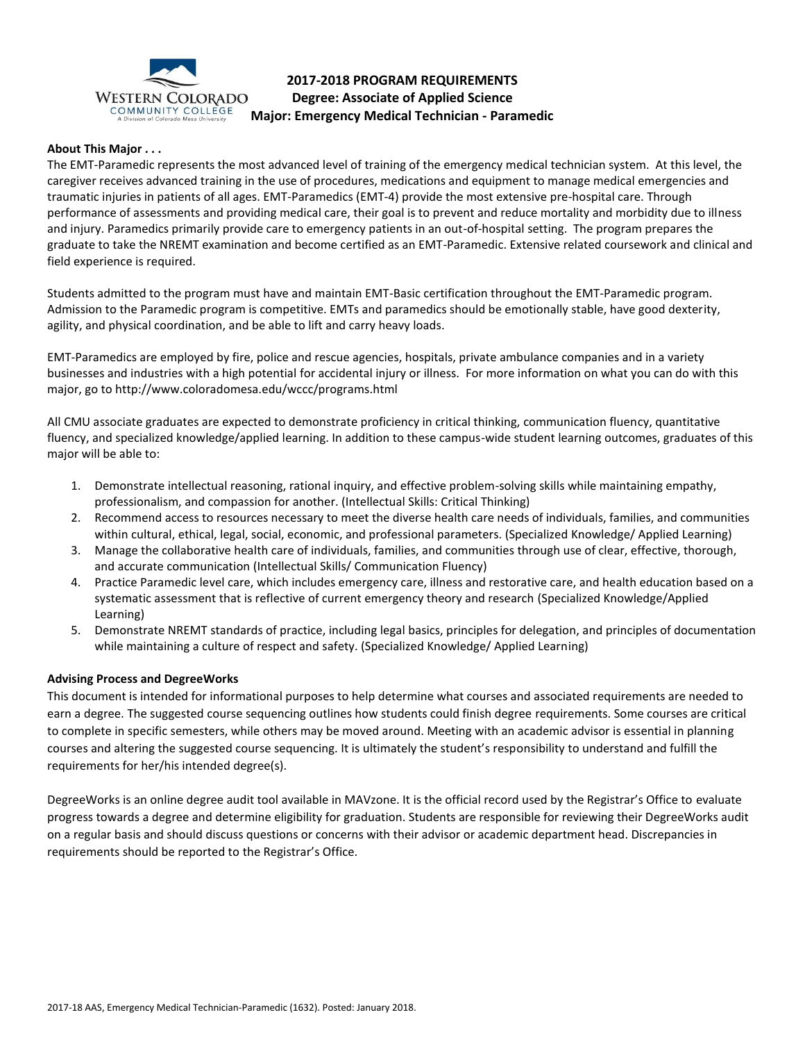# 2017-2018 PROGRAM REQUIREMENTS
## Degree: Associate of Applied Science
## Major: Emergency Medical Technician - Paramedic

**About This Major . . .**

The EMT-Paramedic represents the most advanced level of training of the emergency medical technician system. At this level, the caregiver receives advanced training in the use of procedures, medications and equipment to manage medical emergencies and traumatic injuries in patients of all ages. EMT-Paramedics (EMT-4) provide the most extensive pre-hospital care. Through performance of assessments and providing medical care, their goal is to prevent and reduce mortality and morbidity due to illness and injury. Paramedics primarily provide care to emergency patients in an out-of-hospital setting. The program prepares the graduate to take the NREMT examination and become certified as an EMT-Paramedic. Extensive related coursework and clinical and field experience is required.

Students admitted to the program must have and maintain EMT-Basic certification throughout the EMT-Paramedic program. Admission to the Paramedic program is competitive. EMTs and paramedics should be emotionally stable, have good dexterity, agility, and physical coordination, and be able to lift and carry heavy loads.

EMT-Paramedics are employed by fire, police and rescue agencies, hospitals, private ambulance companies and in a variety businesses and industries with a high potential for accidental injury or illness. For more information on what you can do with this major, go to http://www.coloradomesa.edu/wccc/programs.html

All CMU associate graduates are expected to demonstrate proficiency in critical thinking, communication fluency, quantitative fluency, and specialized knowledge/applied learning. In addition to these campus-wide student learning outcomes, graduates of this major will be able to:

1. Demonstrate intellectual reasoning, rational inquiry, and effective problem-solving skills while maintaining empathy, professionalism, and compassion for another. (Intellectual Skills: Critical Thinking)
2. Recommend access to resources necessary to meet the diverse health care needs of individuals, families, and communities within cultural, ethical, legal, social, economic, and professional parameters. (Specialized Knowledge/ Applied Learning)
3. Manage the collaborative health care of individuals, families, and communities through use of clear, effective, thorough, and accurate communication (Intellectual Skills/ Communication Fluency)
4. Practice Paramedic level care, which includes emergency care, illness and restorative care, and health education based on a systematic assessment that is reflective of current emergency theory and research (Specialized Knowledge/Applied Learning)
5. Demonstrate NREMT standards of practice, including legal basics, principles for delegation, and principles of documentation while maintaining a culture of respect and safety. (Specialized Knowledge/ Applied Learning)

**Advising Process and DegreeWorks**

This document is intended for informational purposes to help determine what courses and associated requirements are needed to earn a degree. The suggested course sequencing outlines how students could finish degree requirements. Some courses are critical to complete in specific semesters, while others may be moved around. Meeting with an academic advisor is essential in planning courses and altering the suggested course sequencing. It is ultimately the student's responsibility to understand and fulfill the requirements for her/his intended degree(s).

DegreeWorks is an online degree audit tool available in MAVzone. It is the official record used by the Registrar's Office to evaluate progress towards a degree and determine eligibility for graduation. Students are responsible for reviewing their DegreeWorks audit on a regular basis and should discuss questions or concerns with their advisor or academic department head. Discrepancies in requirements should be reported to the Registrar's Office.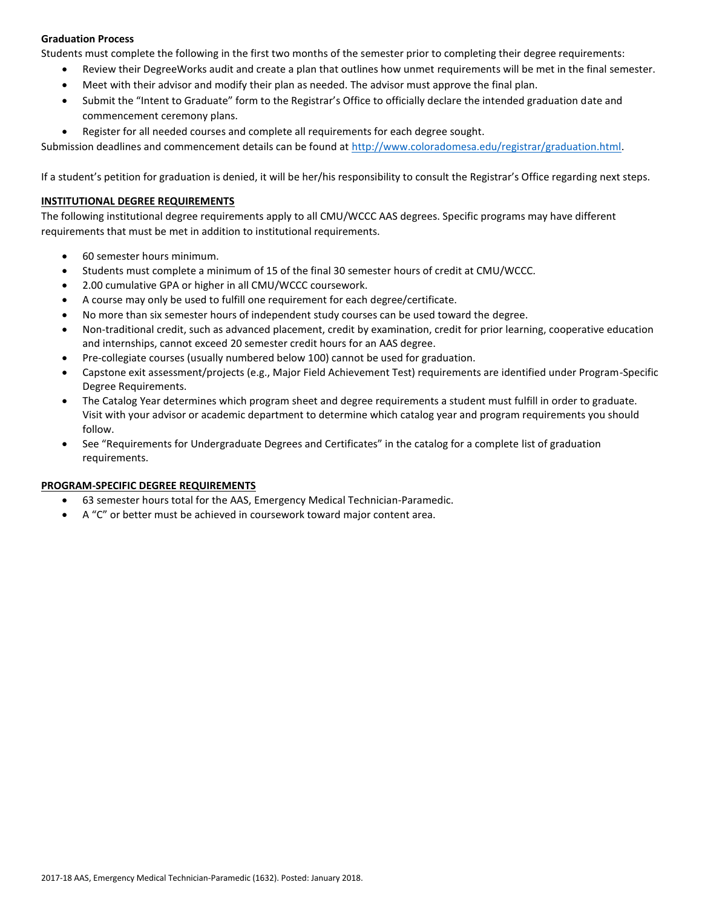**Graduation Process**

Students must complete the following in the first two months of the semester prior to completing their degree requirements:

- Review their DegreeWorks audit and create a plan that outlines how unmet requirements will be met in the final semester.
- Meet with their advisor and modify their plan as needed. The advisor must approve the final plan.
- Submit the "Intent to Graduate" form to the Registrar's Office to officially declare the intended graduation date and commencement ceremony plans.
- Register for all needed courses and complete all requirements for each degree sought.

Submission deadlines and commencement details can be found at http://www.coloradomesa.edu/registrar/graduation.html.

If a student's petition for graduation is denied, it will be her/his responsibility to consult the Registrar's Office regarding next steps.

**INSTITUTIONAL DEGREE REQUIREMENTS**

The following institutional degree requirements apply to all CMU/WCCC AAS degrees. Specific programs may have different requirements that must be met in addition to institutional requirements.

- 60 semester hours minimum.
- Students must complete a minimum of 15 of the final 30 semester hours of credit at CMU/WCCC.
- 2.00 cumulative GPA or higher in all CMU/WCCC coursework.
- A course may only be used to fulfill one requirement for each degree/certificate.
- No more than six semester hours of independent study courses can be used toward the degree.
- Non-traditional credit, such as advanced placement, credit by examination, credit for prior learning, cooperative education and internships, cannot exceed 20 semester credit hours for an AAS degree.
- Pre-collegiate courses (usually numbered below 100) cannot be used for graduation.
- Capstone exit assessment/projects (e.g., Major Field Achievement Test) requirements are identified under Program-Specific Degree Requirements.
- The Catalog Year determines which program sheet and degree requirements a student must fulfill in order to graduate. Visit with your advisor or academic department to determine which catalog year and program requirements you should follow.
- See "Requirements for Undergraduate Degrees and Certificates" in the catalog for a complete list of graduation requirements.

**PROGRAM-SPECIFIC DEGREE REQUIREMENTS**

- 63 semester hours total for the AAS, Emergency Medical Technician-Paramedic.
- A "C" or better must be achieved in coursework toward major content area.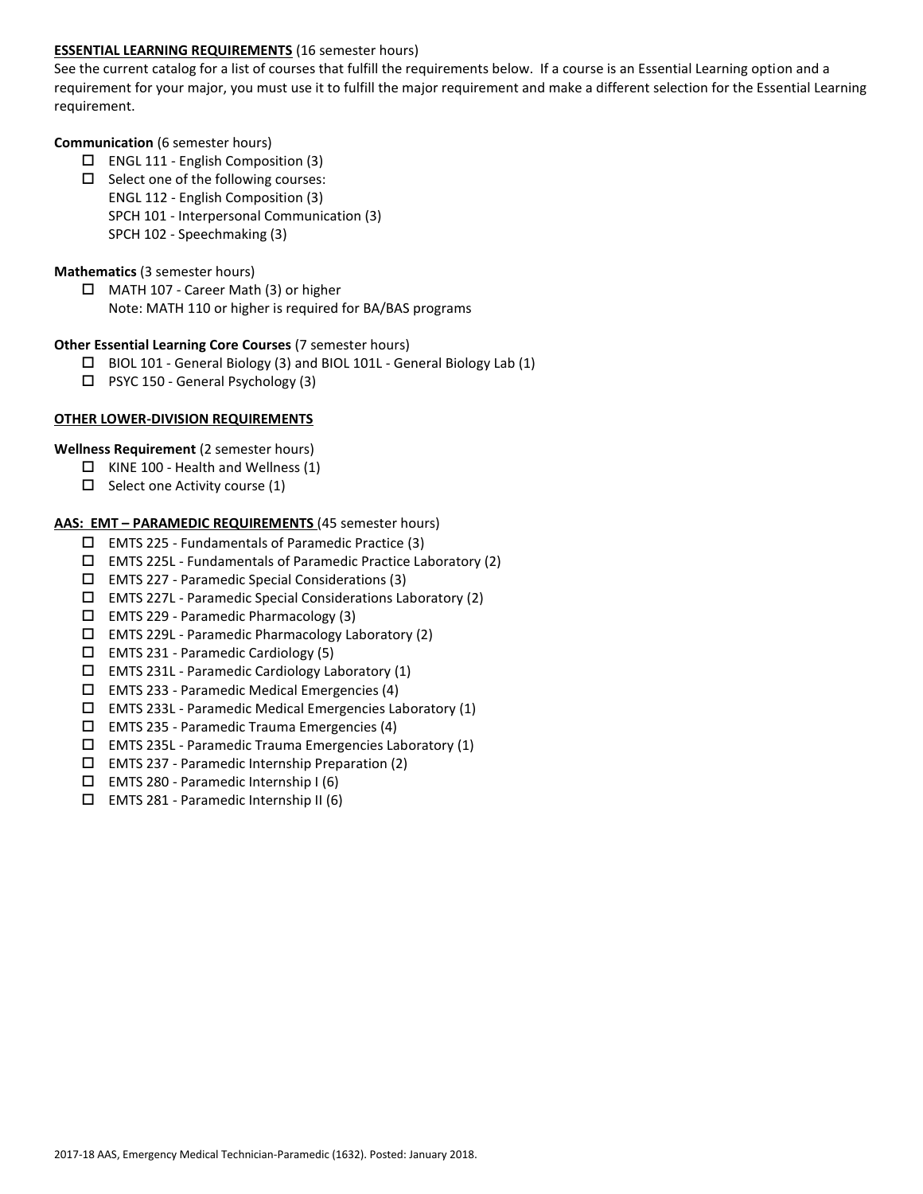**ESSENTIAL LEARNING REQUIREMENTS** (16 semester hours)

See the current catalog for a list of courses that fulfill the requirements below. If a course is an Essential Learning option and a requirement for your major, you must use it to fulfill the major requirement and make a different selection for the Essential Learning requirement.

**Communication** (6 semester hours)

- ☐ ENGL 111 - English Composition (3)
- ☐ Select one of the following courses:
  ENGL 112 - English Composition (3)
  SPCH 101 - Interpersonal Communication (3)
  SPCH 102 - Speechmaking (3)

**Mathematics** (3 semester hours)

- ☐ MATH 107 - Career Math (3) or higher
  Note: MATH 110 or higher is required for BA/BAS programs

**Other Essential Learning Core Courses** (7 semester hours)

- ☐ BIOL 101 - General Biology (3) and BIOL 101L - General Biology Lab (1)
- ☐ PSYC 150 - General Psychology (3)

**OTHER LOWER-DIVISION REQUIREMENTS**

**Wellness Requirement** (2 semester hours)

- ☐ KINE 100 - Health and Wellness (1)
- ☐ Select one Activity course (1)

**AAS: EMT – PARAMEDIC REQUIREMENTS** (45 semester hours)

- ☐ EMTS 225 - Fundamentals of Paramedic Practice (3)
- ☐ EMTS 225L - Fundamentals of Paramedic Practice Laboratory (2)
- ☐ EMTS 227 - Paramedic Special Considerations (3)
- ☐ EMTS 227L - Paramedic Special Considerations Laboratory (2)
- ☐ EMTS 229 - Paramedic Pharmacology (3)
- ☐ EMTS 229L - Paramedic Pharmacology Laboratory (2)
- ☐ EMTS 231 - Paramedic Cardiology (5)
- ☐ EMTS 231L - Paramedic Cardiology Laboratory (1)
- ☐ EMTS 233 - Paramedic Medical Emergencies (4)
- ☐ EMTS 233L - Paramedic Medical Emergencies Laboratory (1)
- ☐ EMTS 235 - Paramedic Trauma Emergencies (4)
- ☐ EMTS 235L - Paramedic Trauma Emergencies Laboratory (1)
- ☐ EMTS 237 - Paramedic Internship Preparation (2)
- ☐ EMTS 280 - Paramedic Internship I (6)
- ☐ EMTS 281 - Paramedic Internship II (6)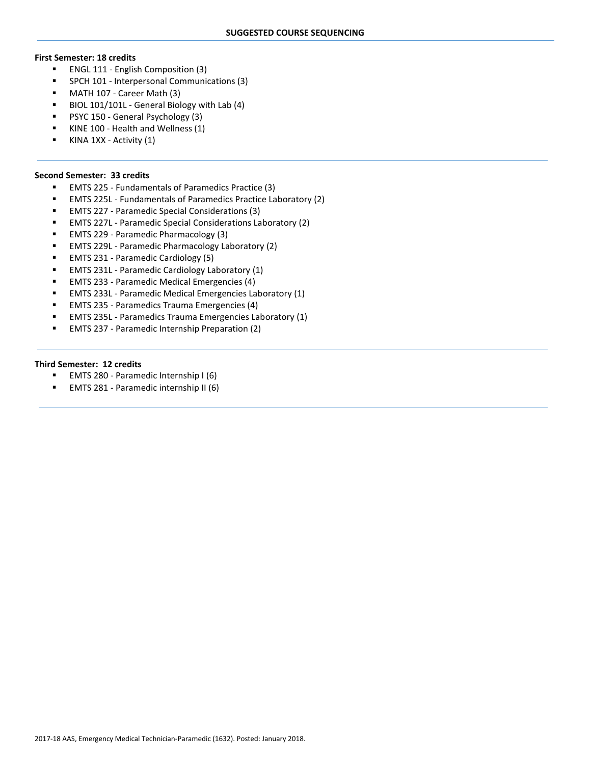## SUGGESTED COURSE SEQUENCING

**First Semester: 18 credits**

- ENGL 111 - English Composition (3)
- SPCH 101 - Interpersonal Communications (3)
- MATH 107 - Career Math (3)
- BIOL 101/101L - General Biology with Lab (4)
- PSYC 150 - General Psychology (3)
- KINE 100 - Health and Wellness (1)
- KINA 1XX - Activity (1)

**Second Semester: 33 credits**

- EMTS 225 - Fundamentals of Paramedics Practice (3)
- EMTS 225L - Fundamentals of Paramedics Practice Laboratory (2)
- EMTS 227 - Paramedic Special Considerations (3)
- EMTS 227L - Paramedic Special Considerations Laboratory (2)
- EMTS 229 - Paramedic Pharmacology (3)
- EMTS 229L - Paramedic Pharmacology Laboratory (2)
- EMTS 231 - Paramedic Cardiology (5)
- EMTS 231L - Paramedic Cardiology Laboratory (1)
- EMTS 233 - Paramedic Medical Emergencies (4)
- EMTS 233L - Paramedic Medical Emergencies Laboratory (1)
- EMTS 235 - Paramedics Trauma Emergencies (4)
- EMTS 235L - Paramedics Trauma Emergencies Laboratory (1)
- EMTS 237 - Paramedic Internship Preparation (2)

**Third Semester: 12 credits**

- EMTS 280 - Paramedic Internship I (6)
- EMTS 281 - Paramedic internship II (6)

2017-18 AAS, Emergency Medical Technician-Paramedic (1632). Posted: January 2018.